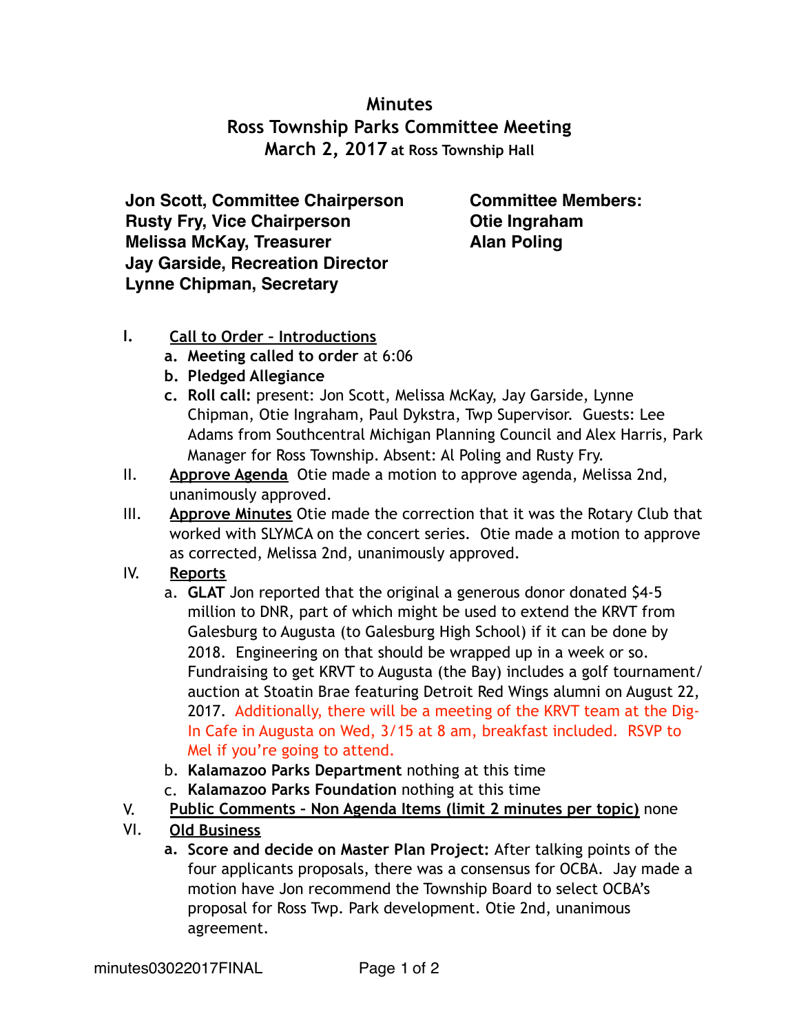# Minutes
## Ross Township Parks Committee Meeting
### March 2, 2017 at Ross Township Hall

**Jon Scott, Committee Chairperson**
**Rusty Fry, Vice Chairperson**
**Melissa McKay, Treasurer**
**Jay Garside, Recreation Director**
**Lynne Chipman, Secretary**

**Committee Members:**
**Otie Ingraham**
**Alan Poling**

I. **Call to Order – Introductions**
   a. **Meeting called to order** at 6:06
   b. **Pledged Allegiance**
   c. **Roll call:** present: Jon Scott, Melissa McKay, Jay Garside, Lynne Chipman, Otie Ingraham, Paul Dykstra, Twp Supervisor. Guests: Lee Adams from Southcentral Michigan Planning Council and Alex Harris, Park Manager for Ross Township. Absent: Al Poling and Rusty Fry.

II. **Approve Agenda** Otie made a motion to approve agenda, Melissa 2nd, unanimously approved.

III. **Approve Minutes** Otie made the correction that it was the Rotary Club that worked with SLYMCA on the concert series. Otie made a motion to approve as corrected, Melissa 2nd, unanimously approved.

IV. **Reports**
   a. **GLAT** Jon reported that the original a generous donor donated $4-5 million to DNR, part of which might be used to extend the KRVT from Galesburg to Augusta (to Galesburg High School) if it can be done by 2018. Engineering on that should be wrapped up in a week or so. Fundraising to get KRVT to Augusta (the Bay) includes a golf tournament/auction at Stoatin Brae featuring Detroit Red Wings alumni on August 22, 2017. Additionally, there will be a meeting of the KRVT team at the Dig-In Cafe in Augusta on Wed, 3/15 at 8 am, breakfast included. RSVP to Mel if you're going to attend.
   b. **Kalamazoo Parks Department** nothing at this time
   c. **Kalamazoo Parks Foundation** nothing at this time

V. **Public Comments – Non Agenda Items (limit 2 minutes per topic)** none

VI. **Old Business**
   a. **Score and decide on Master Plan Project:** After talking points of the four applicants proposals, there was a consensus for OCBA. Jay made a motion have Jon recommend the Township Board to select OCBA's proposal for Ross Twp. Park development. Otie 2nd, unanimous agreement.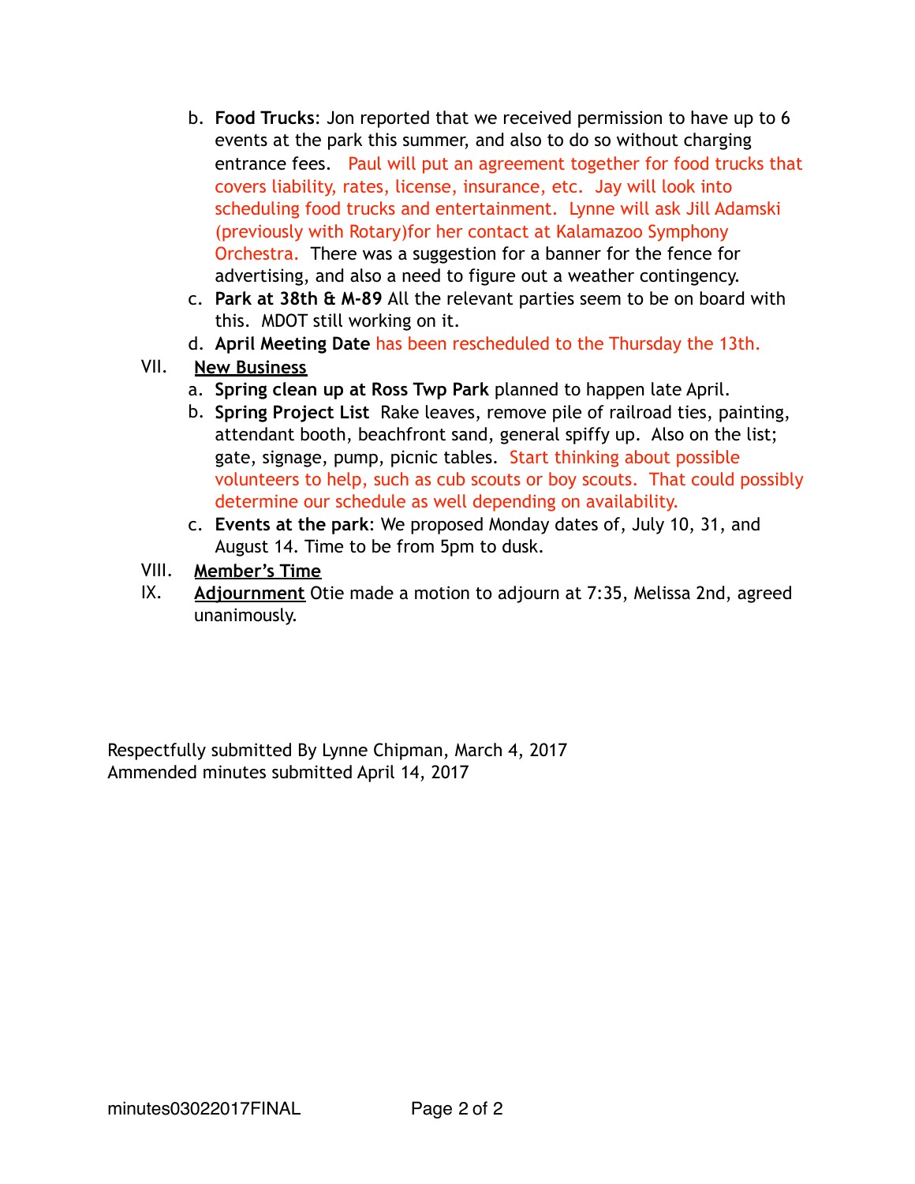b. **Food Trucks**: Jon reported that we received permission to have up to 6 events at the park this summer, and also to do so without charging entrance fees. Paul will put an agreement together for food trucks that covers liability, rates, license, insurance, etc. Jay will look into scheduling food trucks and entertainment. Lynne will ask Jill Adamski (previously with Rotary)for her contact at Kalamazoo Symphony Orchestra. There was a suggestion for a banner for the fence for advertising, and also a need to figure out a weather contingency.

c. **Park at 38th & M-89** All the relevant parties seem to be on board with this. MDOT still working on it.

d. **April Meeting Date** has been rescheduled to the Thursday the 13th.

VII. <u>**New Business**</u>

a. **Spring clean up at Ross Twp Park** planned to happen late April.

b. **Spring Project List** Rake leaves, remove pile of railroad ties, painting, attendant booth, beachfront sand, general spiffy up. Also on the list; gate, signage, pump, picnic tables. Start thinking about possible volunteers to help, such as cub scouts or boy scouts. That could possibly determine our schedule as well depending on availability.

c. **Events at the park**: We proposed Monday dates of, July 10, 31, and August 14. Time to be from 5pm to dusk.

VIII. <u>**Member's Time**</u>

IX. <u>**Adjournment**</u> Otie made a motion to adjourn at 7:35, Melissa 2nd, agreed unanimously.

Respectfully submitted By Lynne Chipman, March 4, 2017
Ammended minutes submitted April 14, 2017